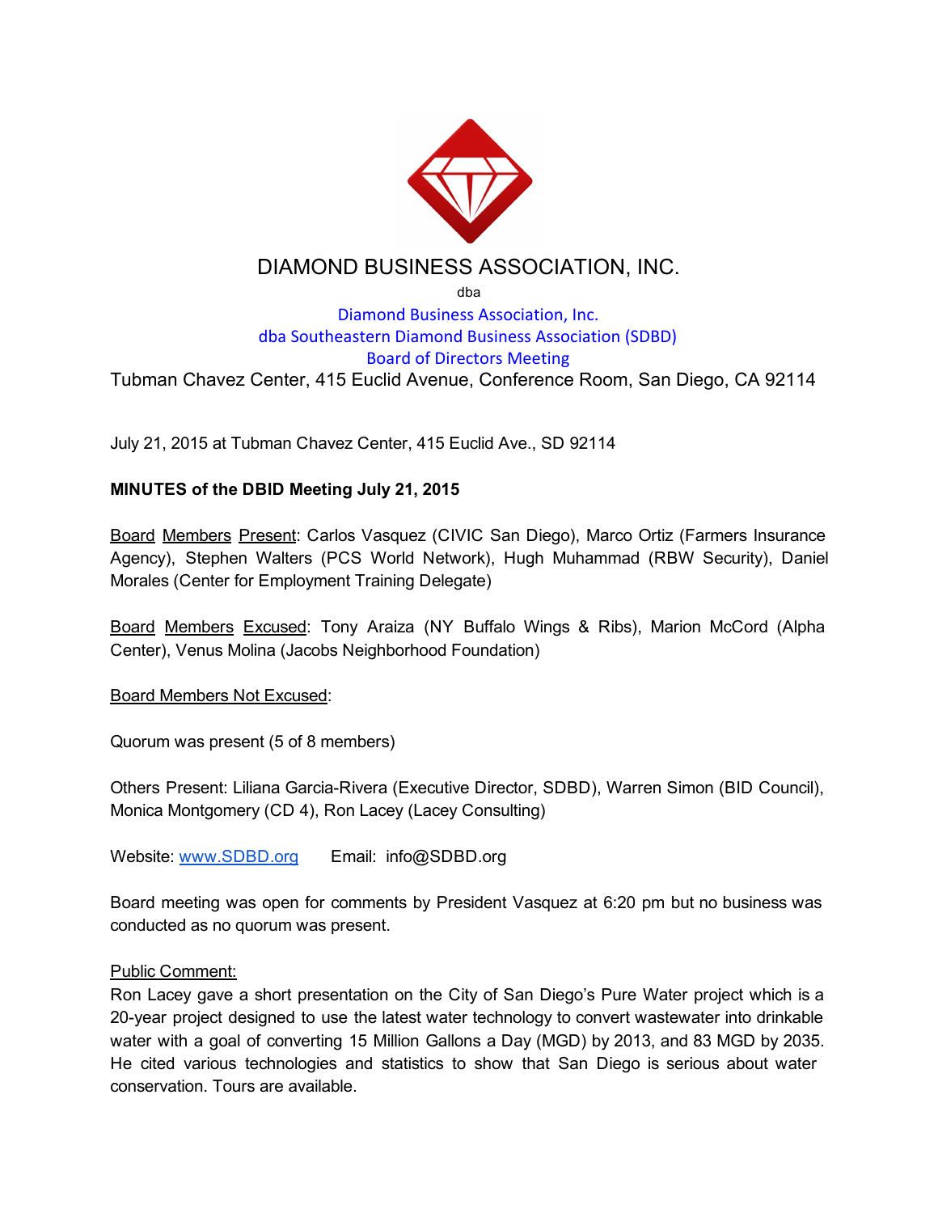# DIAMOND BUSINESS ASSOCIATION, INC.

dba

Diamond Business Association, Inc.
dba Southeastern Diamond Business Association (SDBD)
Board of Directors Meeting

Tubman Chavez Center, 415 Euclid Avenue, Conference Room, San Diego, CA 92114

July 21, 2015 at Tubman Chavez Center, 415 Euclid Ave., SD 92114

**MINUTES of the DBID Meeting July 21, 2015**

Board Members Present: Carlos Vasquez (CIVIC San Diego), Marco Ortiz (Farmers Insurance Agency), Stephen Walters (PCS World Network), Hugh Muhammad (RBW Security), Daniel Morales (Center for Employment Training Delegate)

Board Members Excused: Tony Araiza (NY Buffalo Wings & Ribs), Marion McCord (Alpha Center), Venus Molina (Jacobs Neighborhood Foundation)

Board Members Not Excused:

Quorum was present (5 of 8 members)

Others Present: Liliana Garcia-Rivera (Executive Director, SDBD), Warren Simon (BID Council), Monica Montgomery (CD 4), Ron Lacey (Lacey Consulting)

Website: www.SDBD.org     Email: info@SDBD.org

Board meeting was open for comments by President Vasquez at 6:20 pm but no business was conducted as no quorum was present.

Public Comment:
Ron Lacey gave a short presentation on the City of San Diego's Pure Water project which is a 20-year project designed to use the latest water technology to convert wastewater into drinkable water with a goal of converting 15 Million Gallons a Day (MGD) by 2013, and 83 MGD by 2035. He cited various technologies and statistics to show that San Diego is serious about water conservation. Tours are available.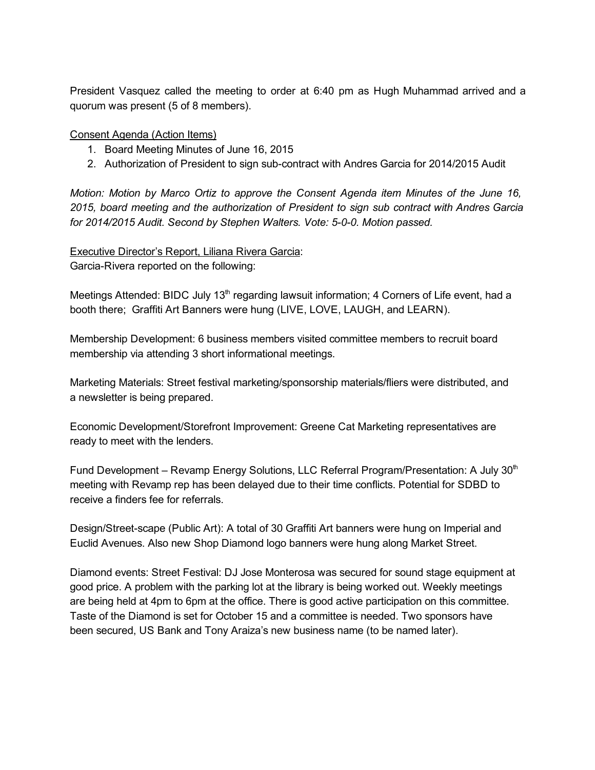President Vasquez called the meeting to order at 6:40 pm as Hugh Muhammad arrived and a quorum was present (5 of 8 members).

<u>Consent Agenda (Action Items)</u>

1. Board Meeting Minutes of June 16, 2015
2. Authorization of President to sign sub-contract with Andres Garcia for 2014/2015 Audit

*Motion: Motion by Marco Ortiz to approve the Consent Agenda item Minutes of the June 16, 2015, board meeting and the authorization of President to sign sub contract with Andres Garcia for 2014/2015 Audit. Second by Stephen Walters. Vote: 5-0-0. Motion passed.*

<u>Executive Director's Report, Liliana Rivera Garcia</u>:
Garcia-Rivera reported on the following:

Meetings Attended: BIDC July 13th regarding lawsuit information; 4 Corners of Life event, had a booth there; Graffiti Art Banners were hung (LIVE, LOVE, LAUGH, and LEARN).

Membership Development: 6 business members visited committee members to recruit board membership via attending 3 short informational meetings.

Marketing Materials: Street festival marketing/sponsorship materials/fliers were distributed, and a newsletter is being prepared.

Economic Development/Storefront Improvement: Greene Cat Marketing representatives are ready to meet with the lenders.

Fund Development – Revamp Energy Solutions, LLC Referral Program/Presentation: A July 30th meeting with Revamp rep has been delayed due to their time conflicts. Potential for SDBD to receive a finders fee for referrals.

Design/Street-scape (Public Art): A total of 30 Graffiti Art banners were hung on Imperial and Euclid Avenues. Also new Shop Diamond logo banners were hung along Market Street.

Diamond events: Street Festival: DJ Jose Monterosa was secured for sound stage equipment at good price. A problem with the parking lot at the library is being worked out. Weekly meetings are being held at 4pm to 6pm at the office. There is good active participation on this committee. Taste of the Diamond is set for October 15 and a committee is needed. Two sponsors have been secured, US Bank and Tony Araiza's new business name (to be named later).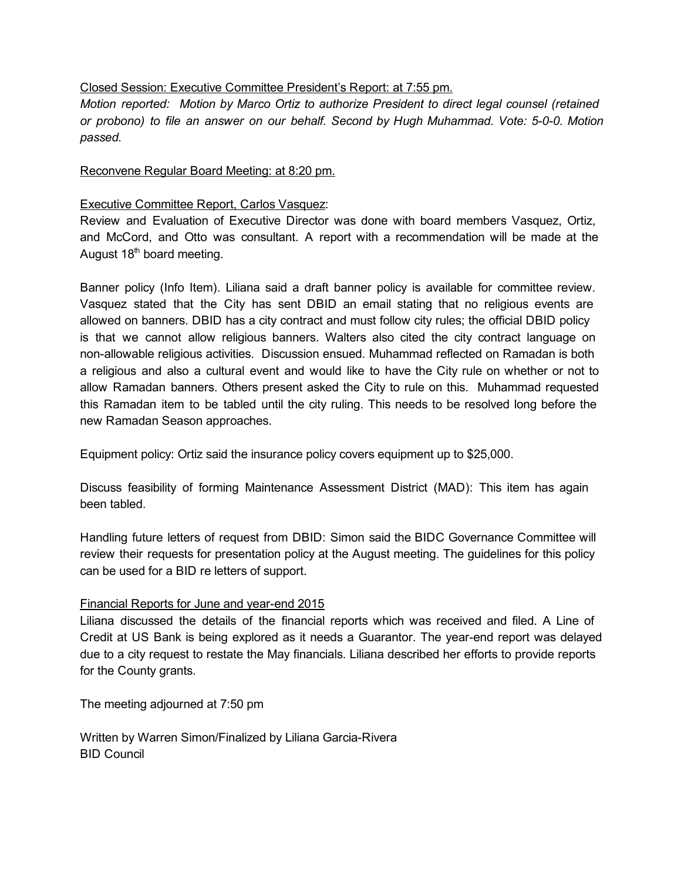<u>Closed Session: Executive Committee President's Report: at 7:55 pm.</u>

*Motion reported: Motion by Marco Ortiz to authorize President to direct legal counsel (retained or probono) to file an answer on our behalf. Second by Hugh Muhammad. Vote: 5-0-0. Motion passed.*

<u>Reconvene Regular Board Meeting: at 8:20 pm.</u>

<u>Executive Committee Report, Carlos Vasquez</u>:

Review and Evaluation of Executive Director was done with board members Vasquez, Ortiz, and McCord, and Otto was consultant. A report with a recommendation will be made at the August 18th board meeting.

Banner policy (Info Item). Liliana said a draft banner policy is available for committee review. Vasquez stated that the City has sent DBID an email stating that no religious events are allowed on banners. DBID has a city contract and must follow city rules; the official DBID policy is that we cannot allow religious banners. Walters also cited the city contract language on non-allowable religious activities. Discussion ensued. Muhammad reflected on Ramadan is both a religious and also a cultural event and would like to have the City rule on whether or not to allow Ramadan banners. Others present asked the City to rule on this. Muhammad requested this Ramadan item to be tabled until the city ruling. This needs to be resolved long before the new Ramadan Season approaches.

Equipment policy: Ortiz said the insurance policy covers equipment up to $25,000.

Discuss feasibility of forming Maintenance Assessment District (MAD): This item has again been tabled.

Handling future letters of request from DBID: Simon said the BIDC Governance Committee will review their requests for presentation policy at the August meeting. The guidelines for this policy can be used for a BID re letters of support.

<u>Financial Reports for June and year-end 2015</u>

Liliana discussed the details of the financial reports which was received and filed. A Line of Credit at US Bank is being explored as it needs a Guarantor. The year-end report was delayed due to a city request to restate the May financials. Liliana described her efforts to provide reports for the County grants.

The meeting adjourned at 7:50 pm

Written by Warren Simon/Finalized by Liliana Garcia-Rivera
BID Council